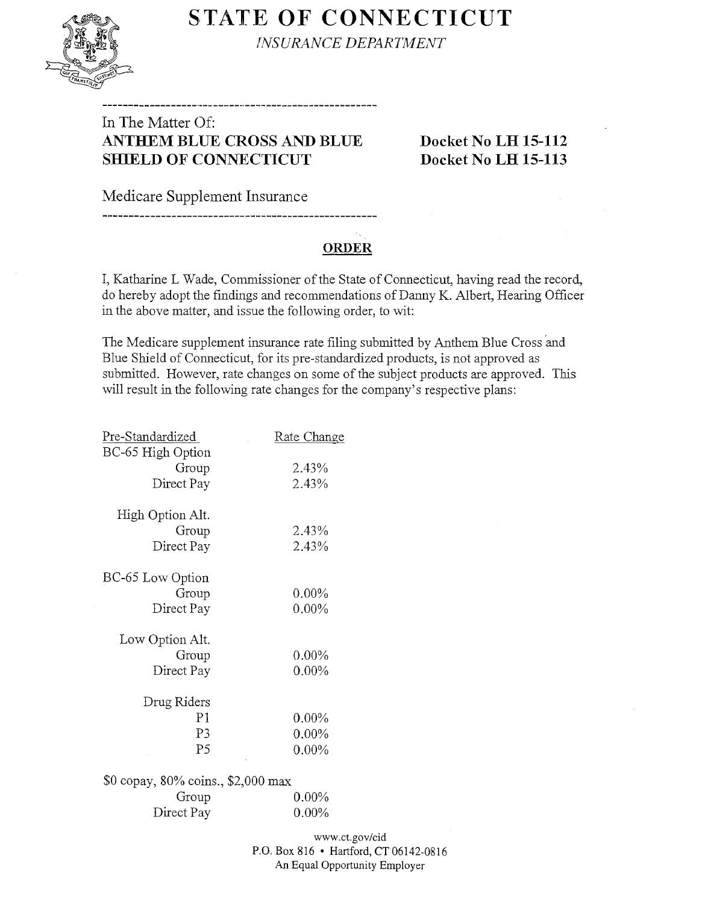# STATE OF CONNECTICUT

*INSURANCE DEPARTMENT*

---

In The Matter Of:

**ANTHEM BLUE CROSS AND BLUE SHIELD OF CONNECTICUT**

**Docket No LH 15-112**
**Docket No LH 15-113**

Medicare Supplement Insurance

---

## ORDER

I, Katharine L Wade, Commissioner of the State of Connecticut, having read the record, do hereby adopt the findings and recommendations of Danny K. Albert, Hearing Officer in the above matter, and issue the following order, to wit:

The Medicare supplement insurance rate filing submitted by Anthem Blue Cross and Blue Shield of Connecticut, for its pre-standardized products, is not approved as submitted. However, rate changes on some of the subject products are approved. This will result in the following rate changes for the company's respective plans:

| Pre-Standardized | Rate Change |
|---|---|
| **BC-65 High Option** | |
| Group | 2.43% |
| Direct Pay | 2.43% |
| **High Option Alt.** | |
| Group | 2.43% |
| Direct Pay | 2.43% |
| **BC-65 Low Option** | |
| Group | 0.00% |
| Direct Pay | 0.00% |
| **Low Option Alt.** | |
| Group | 0.00% |
| Direct Pay | 0.00% |
| **Drug Riders** | |
| P1 | 0.00% |
| P3 | 0.00% |
| P5 | 0.00% |
| **$0 copay, 80% coins., $2,000 max** | |
| Group | 0.00% |
| Direct Pay | 0.00% |

www.ct.gov/cid
P.O. Box 816 • Hartford, CT 06142-0816
An Equal Opportunity Employer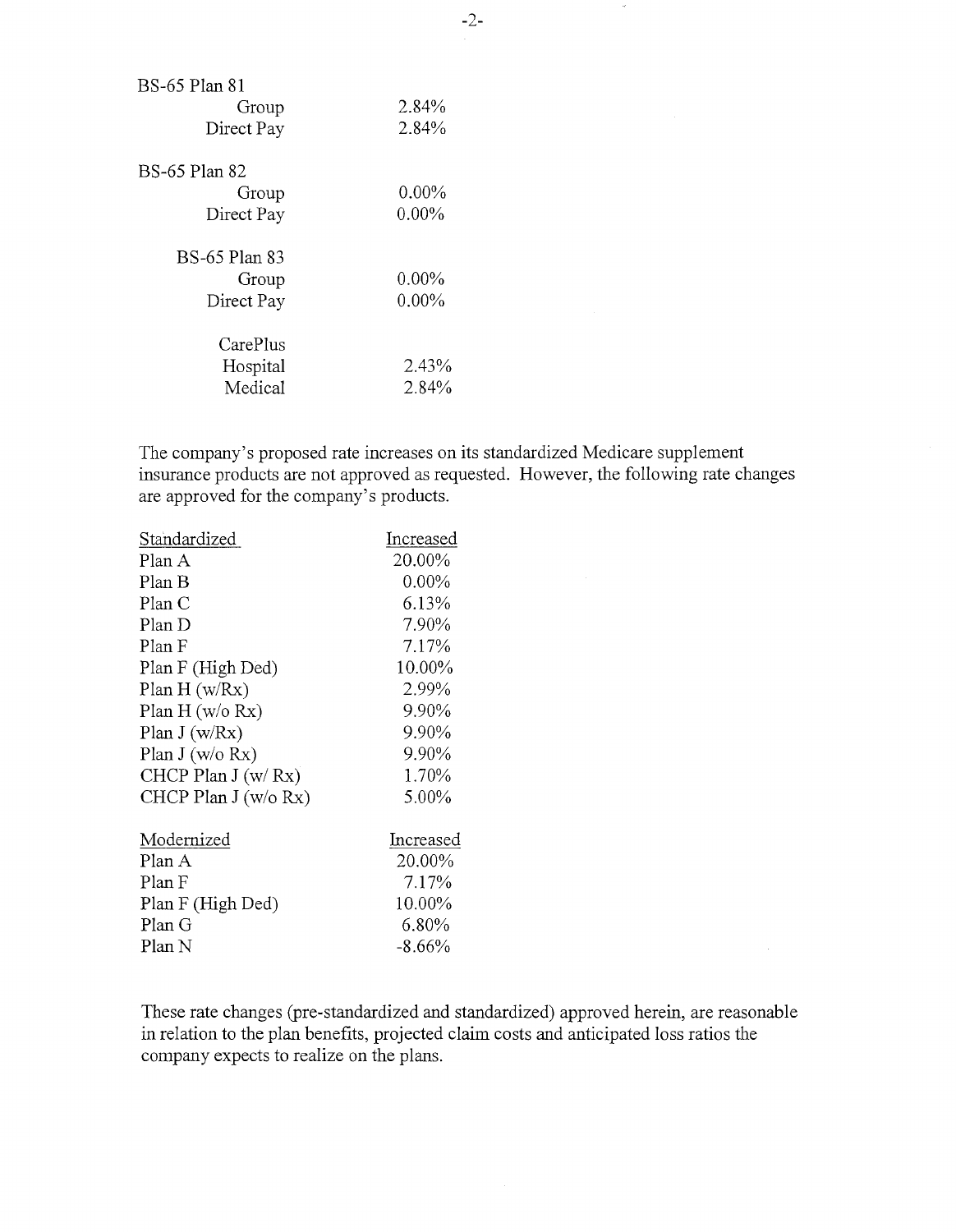| | |
|---|---|
| BS-65 Plan 81 | |
| Group | 2.84% |
| Direct Pay | 2.84% |
| BS-65 Plan 82 | |
| Group | 0.00% |
| Direct Pay | 0.00% |
| BS-65 Plan 83 | |
| Group | 0.00% |
| Direct Pay | 0.00% |
| CarePlus | |
| Hospital | 2.43% |
| Medical | 2.84% |

The company's proposed rate increases on its standardized Medicare supplement insurance products are not approved as requested. However, the following rate changes are approved for the company's products.

| Standardized | Increased |
|---|---|
| Plan A | 20.00% |
| Plan B | 0.00% |
| Plan C | 6.13% |
| Plan D | 7.90% |
| Plan F | 7.17% |
| Plan F (High Ded) | 10.00% |
| Plan H (w/Rx) | 2.99% |
| Plan H (w/o Rx) | 9.90% |
| Plan J (w/Rx) | 9.90% |
| Plan J (w/o Rx) | 9.90% |
| CHCP Plan J (w/ Rx) | 1.70% |
| CHCP Plan J (w/o Rx) | 5.00% |

| Modernized | Increased |
|---|---|
| Plan A | 20.00% |
| Plan F | 7.17% |
| Plan F (High Ded) | 10.00% |
| Plan G | 6.80% |
| Plan N | -8.66% |

These rate changes (pre-standardized and standardized) approved herein, are reasonable in relation to the plan benefits, projected claim costs and anticipated loss ratios the company expects to realize on the plans.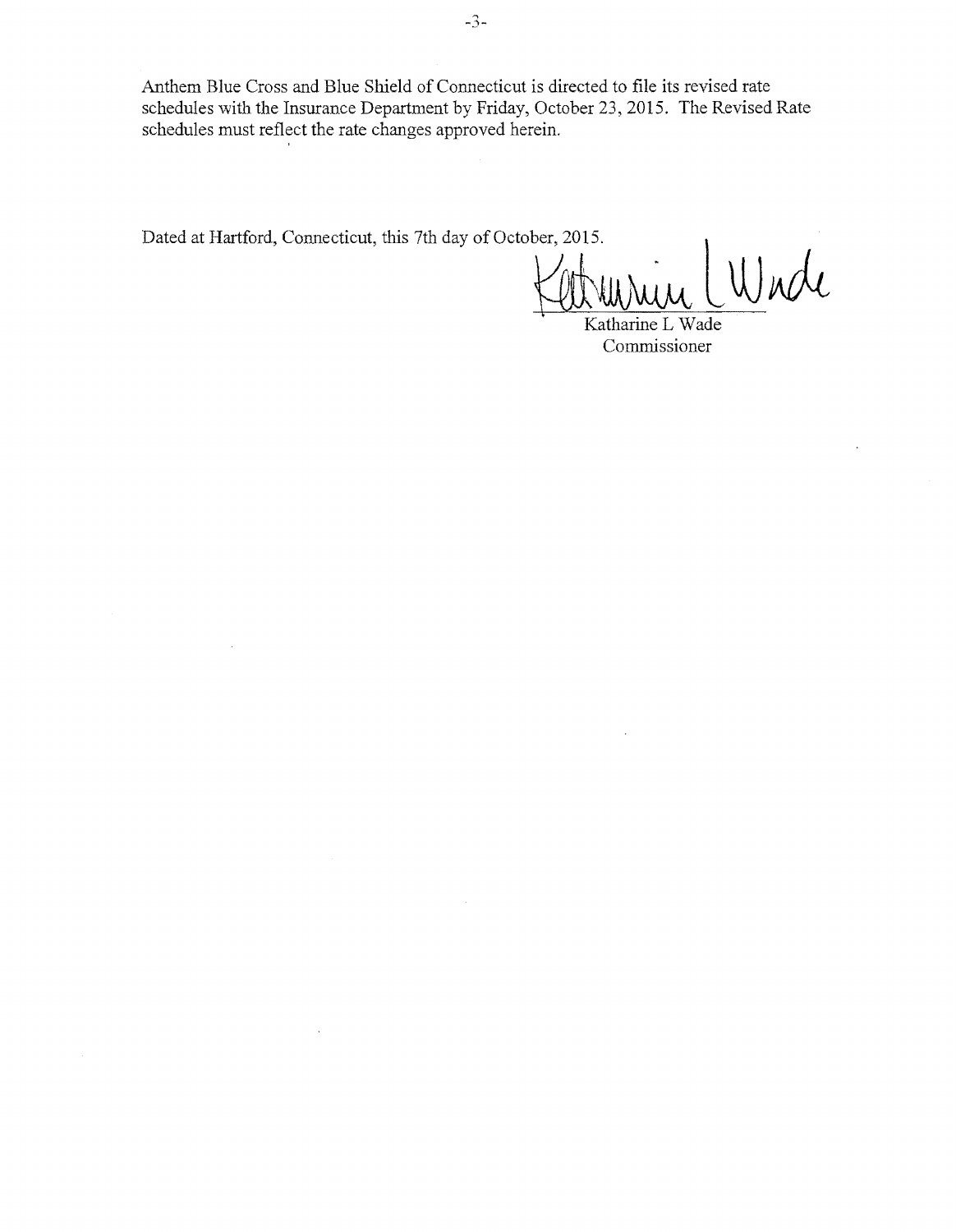Anthem Blue Cross and Blue Shield of Connecticut is directed to file its revised rate schedules with the Insurance Department by Friday, October 23, 2015. The Revised Rate schedules must reflect the rate changes approved herein.

Dated at Hartford, Connecticut, this 7th day of October, 2015.

Katharine L Wade
Commissioner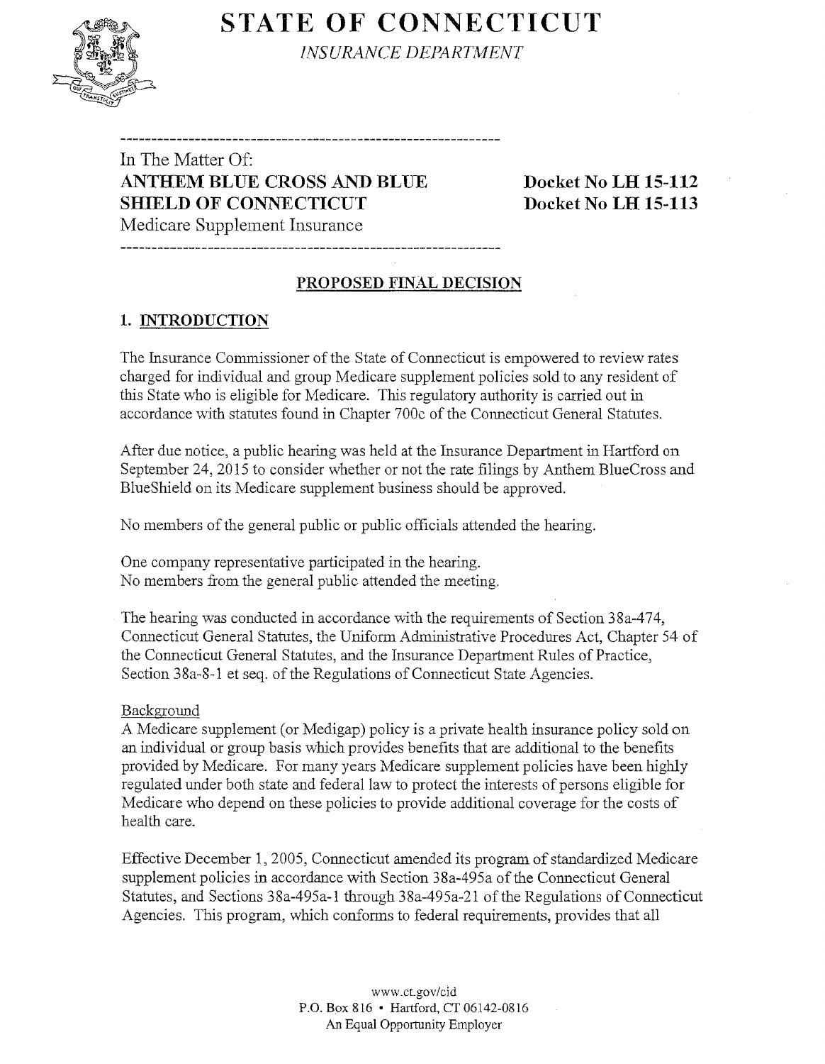# STATE OF CONNECTICUT

*INSURANCE DEPARTMENT*

---

In The Matter Of:
**ANTHEM BLUE CROSS AND BLUE SHIELD OF CONNECTICUT**
Medicare Supplement Insurance

**Docket No LH 15-112**
**Docket No LH 15-113**

---

## PROPOSED FINAL DECISION

## 1. INTRODUCTION

The Insurance Commissioner of the State of Connecticut is empowered to review rates charged for individual and group Medicare supplement policies sold to any resident of this State who is eligible for Medicare. This regulatory authority is carried out in accordance with statutes found in Chapter 700c of the Connecticut General Statutes.

After due notice, a public hearing was held at the Insurance Department in Hartford on September 24, 2015 to consider whether or not the rate filings by Anthem BlueCross and BlueShield on its Medicare supplement business should be approved.

No members of the general public or public officials attended the hearing.

One company representative participated in the hearing.
No members from the general public attended the meeting.

The hearing was conducted in accordance with the requirements of Section 38a-474, Connecticut General Statutes, the Uniform Administrative Procedures Act, Chapter 54 of the Connecticut General Statutes, and the Insurance Department Rules of Practice, Section 38a-8-1 et seq. of the Regulations of Connecticut State Agencies.

Background

A Medicare supplement (or Medigap) policy is a private health insurance policy sold on an individual or group basis which provides benefits that are additional to the benefits provided by Medicare. For many years Medicare supplement policies have been highly regulated under both state and federal law to protect the interests of persons eligible for Medicare who depend on these policies to provide additional coverage for the costs of health care.

Effective December 1, 2005, Connecticut amended its program of standardized Medicare supplement policies in accordance with Section 38a-495a of the Connecticut General Statutes, and Sections 38a-495a-1 through 38a-495a-21 of the Regulations of Connecticut Agencies. This program, which conforms to federal requirements, provides that all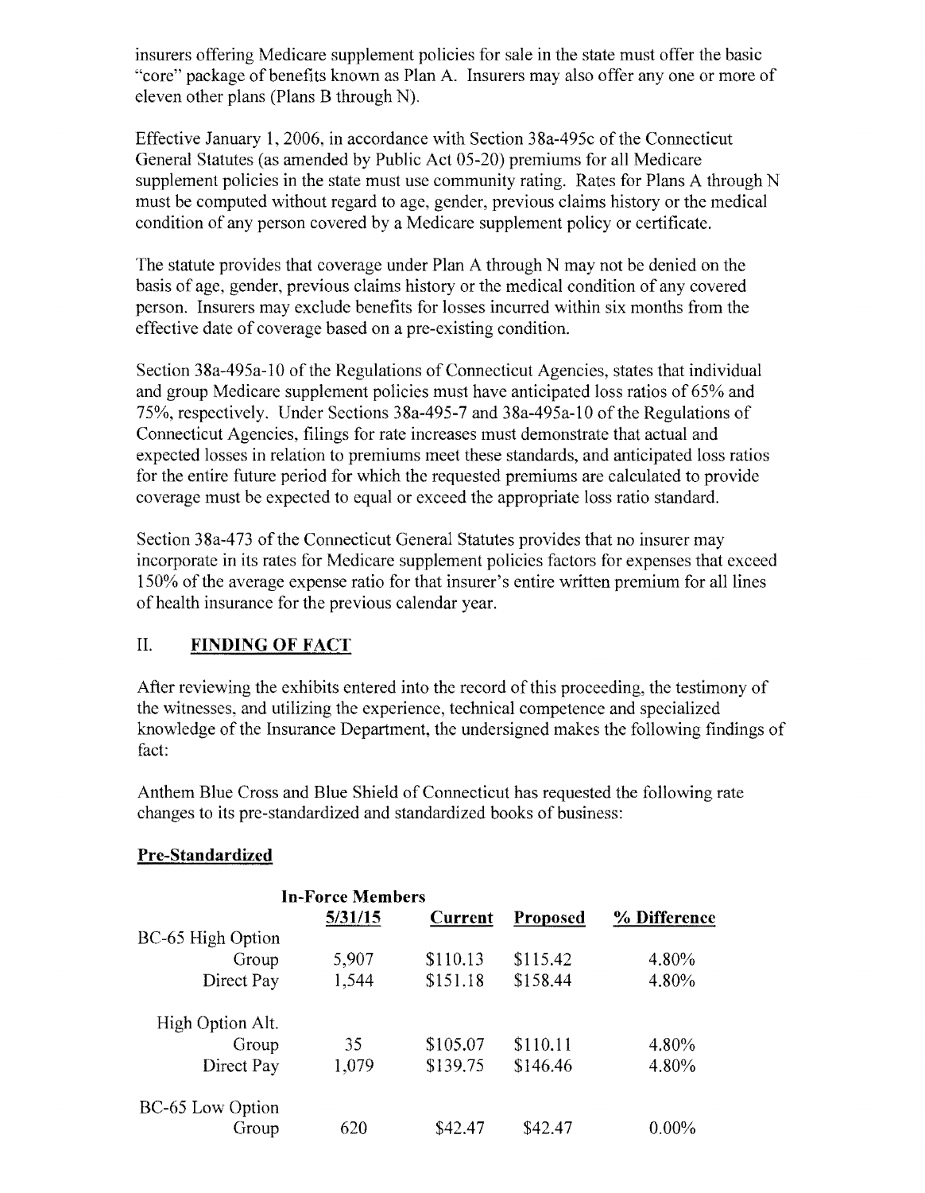insurers offering Medicare supplement policies for sale in the state must offer the basic "core" package of benefits known as Plan A. Insurers may also offer any one or more of eleven other plans (Plans B through N).

Effective January 1, 2006, in accordance with Section 38a-495c of the Connecticut General Statutes (as amended by Public Act 05-20) premiums for all Medicare supplement policies in the state must use community rating. Rates for Plans A through N must be computed without regard to age, gender, previous claims history or the medical condition of any person covered by a Medicare supplement policy or certificate.

The statute provides that coverage under Plan A through N may not be denied on the basis of age, gender, previous claims history or the medical condition of any covered person. Insurers may exclude benefits for losses incurred within six months from the effective date of coverage based on a pre-existing condition.

Section 38a-495a-10 of the Regulations of Connecticut Agencies, states that individual and group Medicare supplement policies must have anticipated loss ratios of 65% and 75%, respectively. Under Sections 38a-495-7 and 38a-495a-10 of the Regulations of Connecticut Agencies, filings for rate increases must demonstrate that actual and expected losses in relation to premiums meet these standards, and anticipated loss ratios for the entire future period for which the requested premiums are calculated to provide coverage must be expected to equal or exceed the appropriate loss ratio standard.

Section 38a-473 of the Connecticut General Statutes provides that no insurer may incorporate in its rates for Medicare supplement policies factors for expenses that exceed 150% of the average expense ratio for that insurer's entire written premium for all lines of health insurance for the previous calendar year.

## II. FINDING OF FACT

After reviewing the exhibits entered into the record of this proceeding, the testimony of the witnesses, and utilizing the experience, technical competence and specialized knowledge of the Insurance Department, the undersigned makes the following findings of fact:

Anthem Blue Cross and Blue Shield of Connecticut has requested the following rate changes to its pre-standardized and standardized books of business:

**Pre-Standardized**

| | In-Force Members 5/31/15 | Current | Proposed | % Difference |
|---|---|---|---|---|
| BC-65 High Option | | | | |
| Group | 5,907 | $110.13 | $115.42 | 4.80% |
| Direct Pay | 1,544 | $151.18 | $158.44 | 4.80% |
| High Option Alt. | | | | |
| Group | 35 | $105.07 | $110.11 | 4.80% |
| Direct Pay | 1,079 | $139.75 | $146.46 | 4.80% |
| BC-65 Low Option | | | | |
| Group | 620 | $42.47 | $42.47 | 0.00% |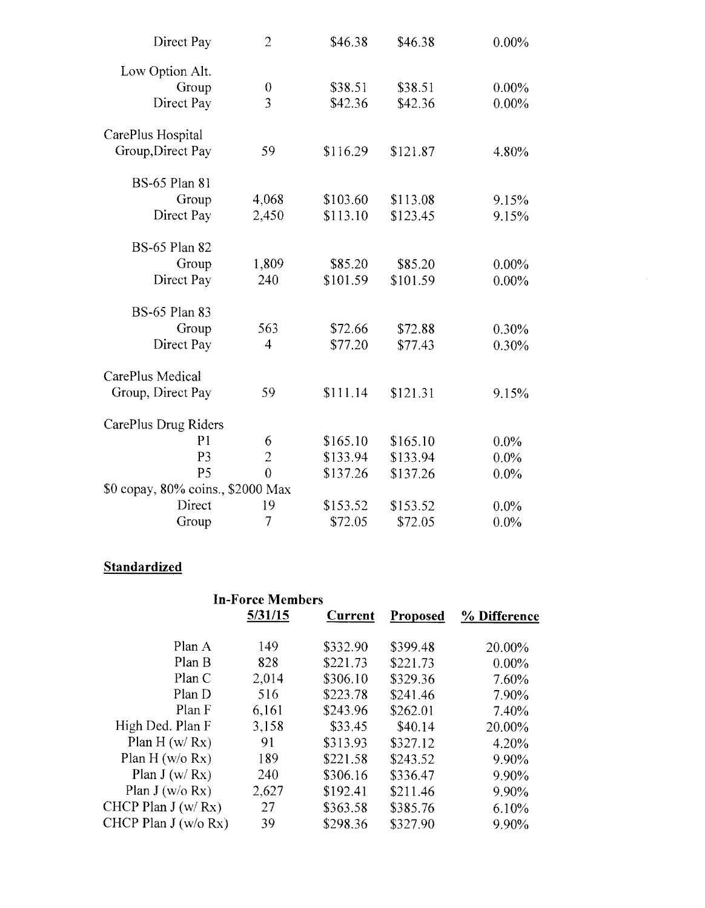| | | | | |
|---|---|---|---|---|
| Direct Pay | 2 | $46.38 | $46.38 | 0.00% |
| Low Option Alt. | | | | |
| Group | 0 | $38.51 | $38.51 | 0.00% |
| Direct Pay | 3 | $42.36 | $42.36 | 0.00% |
| CarePlus Hospital | | | | |
| Group,Direct Pay | 59 | $116.29 | $121.87 | 4.80% |
| BS-65 Plan 81 | | | | |
| Group | 4,068 | $103.60 | $113.08 | 9.15% |
| Direct Pay | 2,450 | $113.10 | $123.45 | 9.15% |
| BS-65 Plan 82 | | | | |
| Group | 1,809 | $85.20 | $85.20 | 0.00% |
| Direct Pay | 240 | $101.59 | $101.59 | 0.00% |
| BS-65 Plan 83 | | | | |
| Group | 563 | $72.66 | $72.88 | 0.30% |
| Direct Pay | 4 | $77.20 | $77.43 | 0.30% |
| CarePlus Medical | | | | |
| Group, Direct Pay | 59 | $111.14 | $121.31 | 9.15% |
| CarePlus Drug Riders | | | | |
| P1 | 6 | $165.10 | $165.10 | 0.0% |
| P3 | 2 | $133.94 | $133.94 | 0.0% |
| P5 | 0 | $137.26 | $137.26 | 0.0% |
| $0 copay, 80% coins., $2000 Max | | | | |
| Direct | 19 | $153.52 | $153.52 | 0.0% |
| Group | 7 | $72.05 | $72.05 | 0.0% |

**Standardized**

| | In-Force Members 5/31/15 | Current | Proposed | % Difference |
|---|---|---|---|---|
| Plan A | 149 | $332.90 | $399.48 | 20.00% |
| Plan B | 828 | $221.73 | $221.73 | 0.00% |
| Plan C | 2,014 | $306.10 | $329.36 | 7.60% |
| Plan D | 516 | $223.78 | $241.46 | 7.90% |
| Plan F | 6,161 | $243.96 | $262.01 | 7.40% |
| High Ded. Plan F | 3,158 | $33.45 | $40.14 | 20.00% |
| Plan H (w/ Rx) | 91 | $313.93 | $327.12 | 4.20% |
| Plan H (w/o Rx) | 189 | $221.58 | $243.52 | 9.90% |
| Plan J (w/ Rx) | 240 | $306.16 | $336.47 | 9.90% |
| Plan J (w/o Rx) | 2,627 | $192.41 | $211.46 | 9.90% |
| CHCP Plan J (w/ Rx) | 27 | $363.58 | $385.76 | 6.10% |
| CHCP Plan J (w/o Rx) | 39 | $298.36 | $327.90 | 9.90% |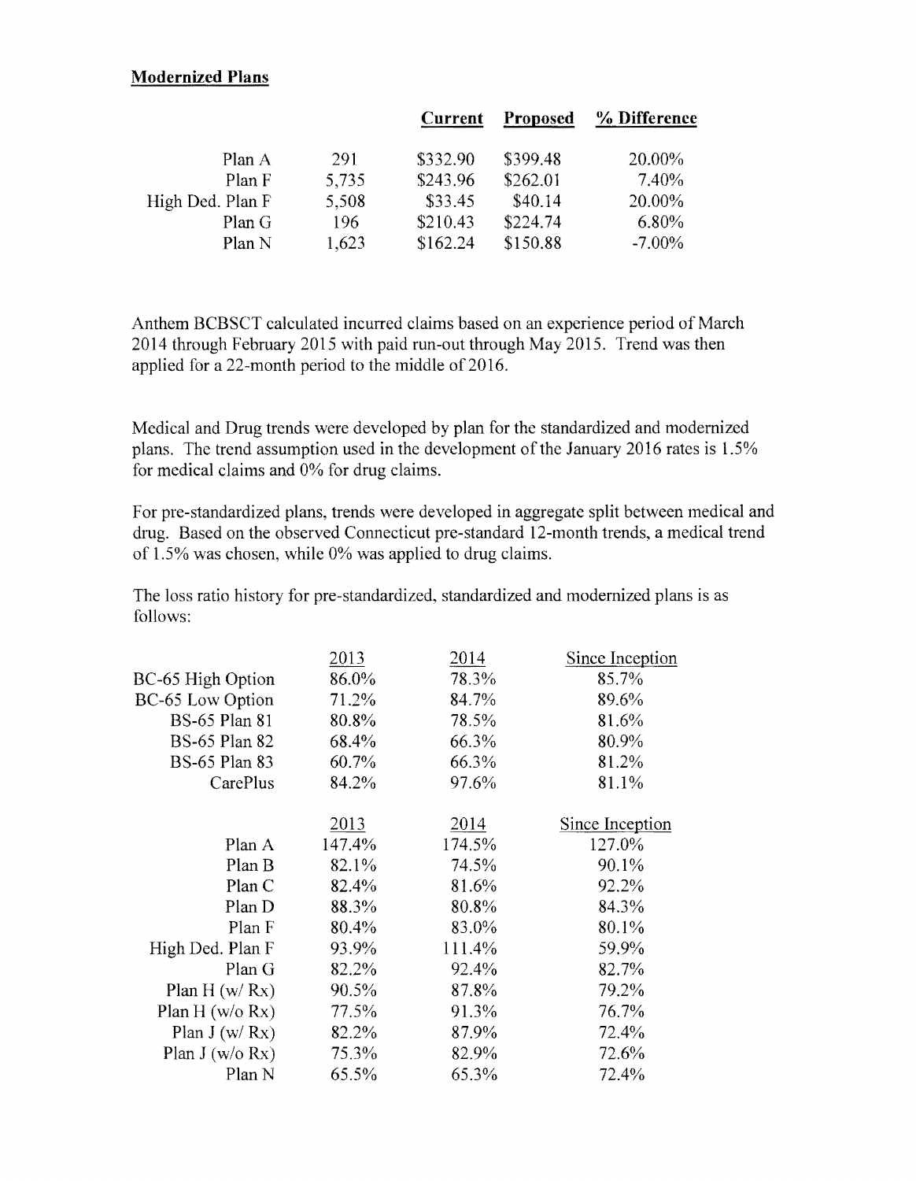**Modernized Plans**

| | | **Current** | **Proposed** | **% Difference** |
|---|---|---|---|---|
| Plan A | 291 | $332.90 | $399.48 | 20.00% |
| Plan F | 5,735 | $243.96 | $262.01 | 7.40% |
| High Ded. Plan F | 5,508 | $33.45 | $40.14 | 20.00% |
| Plan G | 196 | $210.43 | $224.74 | 6.80% |
| Plan N | 1,623 | $162.24 | $150.88 | -7.00% |

Anthem BCBSCT calculated incurred claims based on an experience period of March 2014 through February 2015 with paid run-out through May 2015. Trend was then applied for a 22-month period to the middle of 2016.

Medical and Drug trends were developed by plan for the standardized and modernized plans. The trend assumption used in the development of the January 2016 rates is 1.5% for medical claims and 0% for drug claims.

For pre-standardized plans, trends were developed in aggregate split between medical and drug. Based on the observed Connecticut pre-standard 12-month trends, a medical trend of 1.5% was chosen, while 0% was applied to drug claims.

The loss ratio history for pre-standardized, standardized and modernized plans is as follows:

| | 2013 | 2014 | Since Inception |
|---|---|---|---|
| BC-65 High Option | 86.0% | 78.3% | 85.7% |
| BC-65 Low Option | 71.2% | 84.7% | 89.6% |
| BS-65 Plan 81 | 80.8% | 78.5% | 81.6% |
| BS-65 Plan 82 | 68.4% | 66.3% | 80.9% |
| BS-65 Plan 83 | 60.7% | 66.3% | 81.2% |
| CarePlus | 84.2% | 97.6% | 81.1% |

| | 2013 | 2014 | Since Inception |
|---|---|---|---|
| Plan A | 147.4% | 174.5% | 127.0% |
| Plan B | 82.1% | 74.5% | 90.1% |
| Plan C | 82.4% | 81.6% | 92.2% |
| Plan D | 88.3% | 80.8% | 84.3% |
| Plan F | 80.4% | 83.0% | 80.1% |
| High Ded. Plan F | 93.9% | 111.4% | 59.9% |
| Plan G | 82.2% | 92.4% | 82.7% |
| Plan H (w/ Rx) | 90.5% | 87.8% | 79.2% |
| Plan H (w/o Rx) | 77.5% | 91.3% | 76.7% |
| Plan J (w/ Rx) | 82.2% | 87.9% | 72.4% |
| Plan J (w/o Rx) | 75.3% | 82.9% | 72.6% |
| Plan N | 65.5% | 65.3% | 72.4% |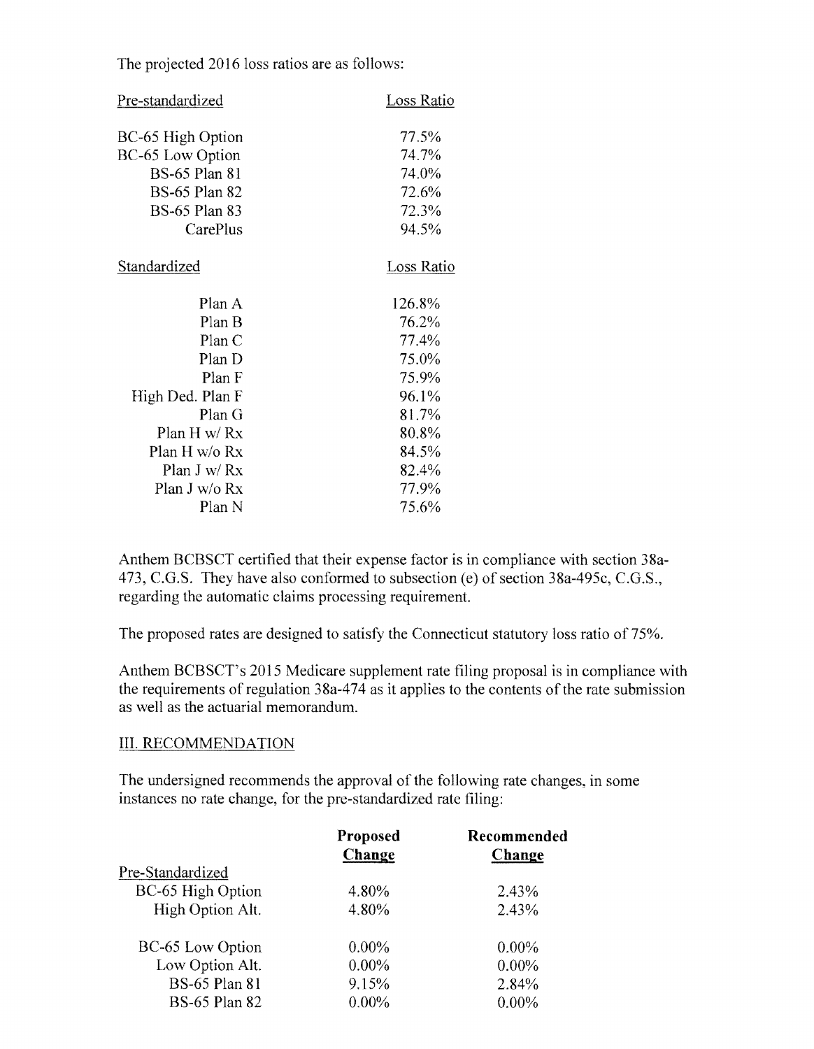The projected 2016 loss ratios are as follows:

| Pre-standardized | Loss Ratio |
|---|---|
| BC-65 High Option | 77.5% |
| BC-65 Low Option | 74.7% |
| BS-65 Plan 81 | 74.0% |
| BS-65 Plan 82 | 72.6% |
| BS-65 Plan 83 | 72.3% |
| CarePlus | 94.5% |

| Standardized | Loss Ratio |
|---|---|
| Plan A | 126.8% |
| Plan B | 76.2% |
| Plan C | 77.4% |
| Plan D | 75.0% |
| Plan F | 75.9% |
| High Ded. Plan F | 96.1% |
| Plan G | 81.7% |
| Plan H w/ Rx | 80.8% |
| Plan H w/o Rx | 84.5% |
| Plan J w/ Rx | 82.4% |
| Plan J w/o Rx | 77.9% |
| Plan N | 75.6% |

Anthem BCBSCT certified that their expense factor is in compliance with section 38a-473, C.G.S. They have also conformed to subsection (e) of section 38a-495c, C.G.S., regarding the automatic claims processing requirement.

The proposed rates are designed to satisfy the Connecticut statutory loss ratio of 75%.

Anthem BCBSCT's 2015 Medicare supplement rate filing proposal is in compliance with the requirements of regulation 38a-474 as it applies to the contents of the rate submission as well as the actuarial memorandum.

## III. RECOMMENDATION

The undersigned recommends the approval of the following rate changes, in some instances no rate change, for the pre-standardized rate filing:

| | **Proposed Change** | **Recommended Change** |
|---|---|---|
| Pre-Standardized | | |
| BC-65 High Option | 4.80% | 2.43% |
| High Option Alt. | 4.80% | 2.43% |
| BC-65 Low Option | 0.00% | 0.00% |
| Low Option Alt. | 0.00% | 0.00% |
| BS-65 Plan 81 | 9.15% | 2.84% |
| BS-65 Plan 82 | 0.00% | 0.00% |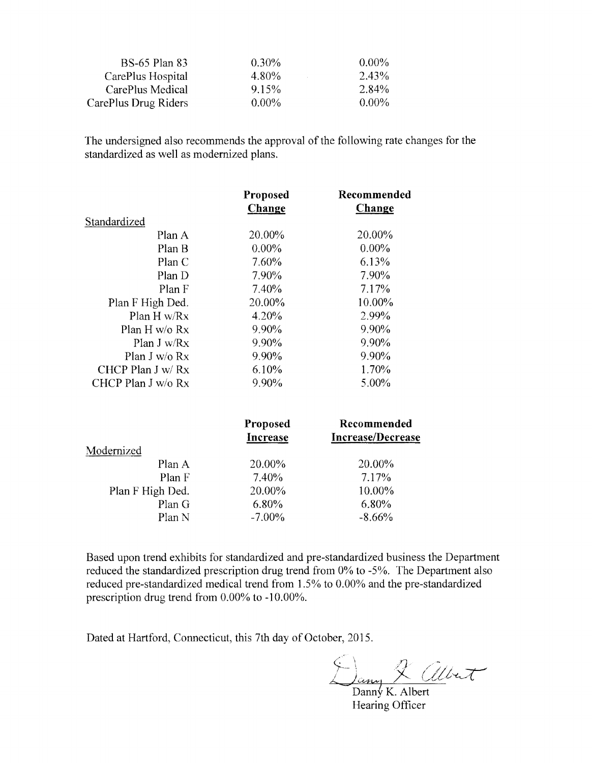| | | |
|---|---|---|
| BS-65 Plan 83 | 0.30% | 0.00% |
| CarePlus Hospital | 4.80% | 2.43% |
| CarePlus Medical | 9.15% | 2.84% |
| CarePlus Drug Riders | 0.00% | 0.00% |

The undersigned also recommends the approval of the following rate changes for the standardized as well as modernized plans.

| | Proposed Change | Recommended Change |
|---|---|---|
| Standardized | | |
| Plan A | 20.00% | 20.00% |
| Plan B | 0.00% | 0.00% |
| Plan C | 7.60% | 6.13% |
| Plan D | 7.90% | 7.90% |
| Plan F | 7.40% | 7.17% |
| Plan F High Ded. | 20.00% | 10.00% |
| Plan H w/Rx | 4.20% | 2.99% |
| Plan H w/o Rx | 9.90% | 9.90% |
| Plan J w/Rx | 9.90% | 9.90% |
| Plan J w/o Rx | 9.90% | 9.90% |
| CHCP Plan J w/ Rx | 6.10% | 1.70% |
| CHCP Plan J w/o Rx | 9.90% | 5.00% |

| | Proposed Increase | Recommended Increase/Decrease |
|---|---|---|
| Modernized | | |
| Plan A | 20.00% | 20.00% |
| Plan F | 7.40% | 7.17% |
| Plan F High Ded. | 20.00% | 10.00% |
| Plan G | 6.80% | 6.80% |
| Plan N | -7.00% | -8.66% |

Based upon trend exhibits for standardized and pre-standardized business the Department reduced the standardized prescription drug trend from 0% to -5%. The Department also reduced pre-standardized medical trend from 1.5% to 0.00% and the pre-standardized prescription drug trend from 0.00% to -10.00%.

Dated at Hartford, Connecticut, this 7th day of October, 2015.

Danny K. Albert
Hearing Officer